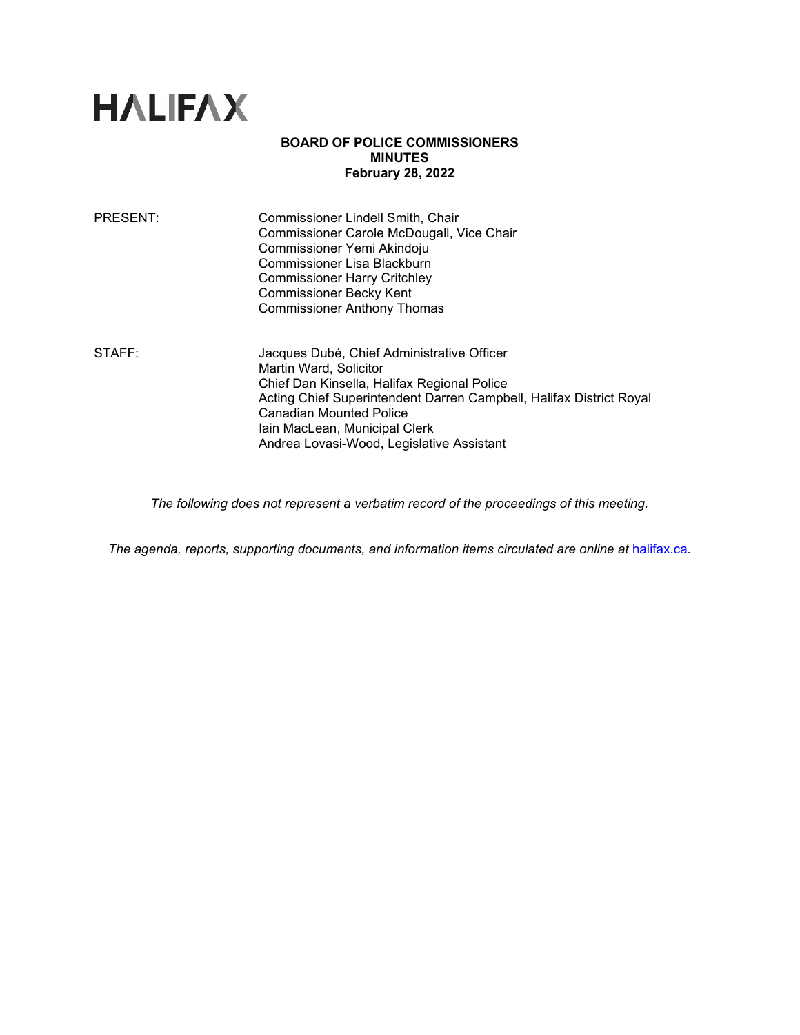# HALIFAX

**BOARD OF POLICE COMMISSIONERS**
**MINUTES**
**February 28, 2022**

PRESENT: Commissioner Lindell Smith, Chair
Commissioner Carole McDougall, Vice Chair
Commissioner Yemi Akindoju
Commissioner Lisa Blackburn
Commissioner Harry Critchley
Commissioner Becky Kent
Commissioner Anthony Thomas

STAFF: Jacques Dubé, Chief Administrative Officer
Martin Ward, Solicitor
Chief Dan Kinsella, Halifax Regional Police
Acting Chief Superintendent Darren Campbell, Halifax District Royal Canadian Mounted Police
Iain MacLean, Municipal Clerk
Andrea Lovasi-Wood, Legislative Assistant

*The following does not represent a verbatim record of the proceedings of this meeting.*

*The agenda, reports, supporting documents, and information items circulated are online at* [halifax.ca](https://halifax.ca)*.*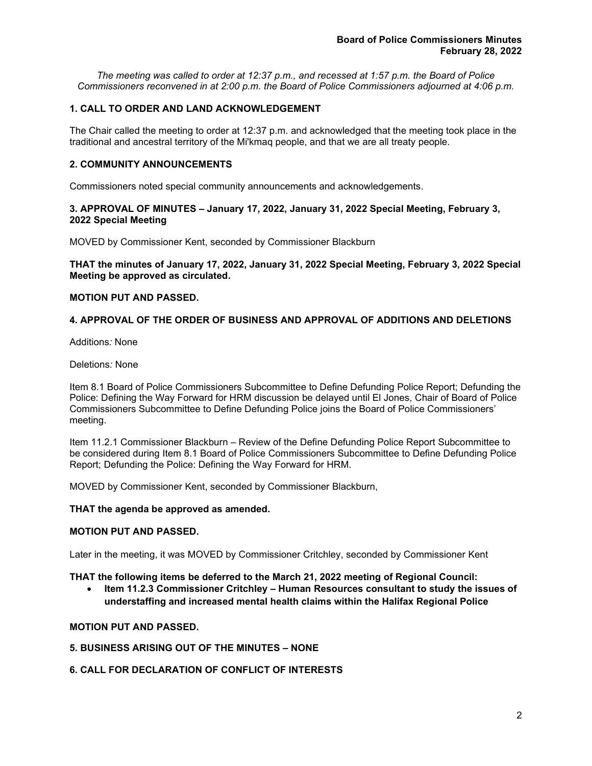*The meeting was called to order at 12:37 p.m., and recessed at 1:57 p.m. the Board of Police Commissioners reconvened in at 2:00 p.m. the Board of Police Commissioners adjourned at 4:06 p.m.*

## 1. CALL TO ORDER AND LAND ACKNOWLEDGEMENT

The Chair called the meeting to order at 12:37 p.m. and acknowledged that the meeting took place in the traditional and ancestral territory of the Mi'kmaq people, and that we are all treaty people.

## 2. COMMUNITY ANNOUNCEMENTS

Commissioners noted special community announcements and acknowledgements.

## 3. APPROVAL OF MINUTES – January 17, 2022, January 31, 2022 Special Meeting, February 3, 2022 Special Meeting

MOVED by Commissioner Kent, seconded by Commissioner Blackburn

**THAT the minutes of January 17, 2022, January 31, 2022 Special Meeting, February 3, 2022 Special Meeting be approved as circulated.**

**MOTION PUT AND PASSED.**

## 4. APPROVAL OF THE ORDER OF BUSINESS AND APPROVAL OF ADDITIONS AND DELETIONS

Additions*:* None

Deletions*:* None

Item 8.1 Board of Police Commissioners Subcommittee to Define Defunding Police Report; Defunding the Police: Defining the Way Forward for HRM discussion be delayed until El Jones, Chair of Board of Police Commissioners Subcommittee to Define Defunding Police joins the Board of Police Commissioners' meeting.

Item 11.2.1 Commissioner Blackburn – Review of the Define Defunding Police Report Subcommittee to be considered during Item 8.1 Board of Police Commissioners Subcommittee to Define Defunding Police Report; Defunding the Police: Defining the Way Forward for HRM.

MOVED by Commissioner Kent, seconded by Commissioner Blackburn,

**THAT the agenda be approved as amended.**

**MOTION PUT AND PASSED.**

Later in the meeting, it was MOVED by Commissioner Critchley, seconded by Commissioner Kent

**THAT the following items be deferred to the March 21, 2022 meeting of Regional Council:**

- **Item 11.2.3 Commissioner Critchley – Human Resources consultant to study the issues of understaffing and increased mental health claims within the Halifax Regional Police**

**MOTION PUT AND PASSED.**

## 5. BUSINESS ARISING OUT OF THE MINUTES – NONE

## 6. CALL FOR DECLARATION OF CONFLICT OF INTERESTS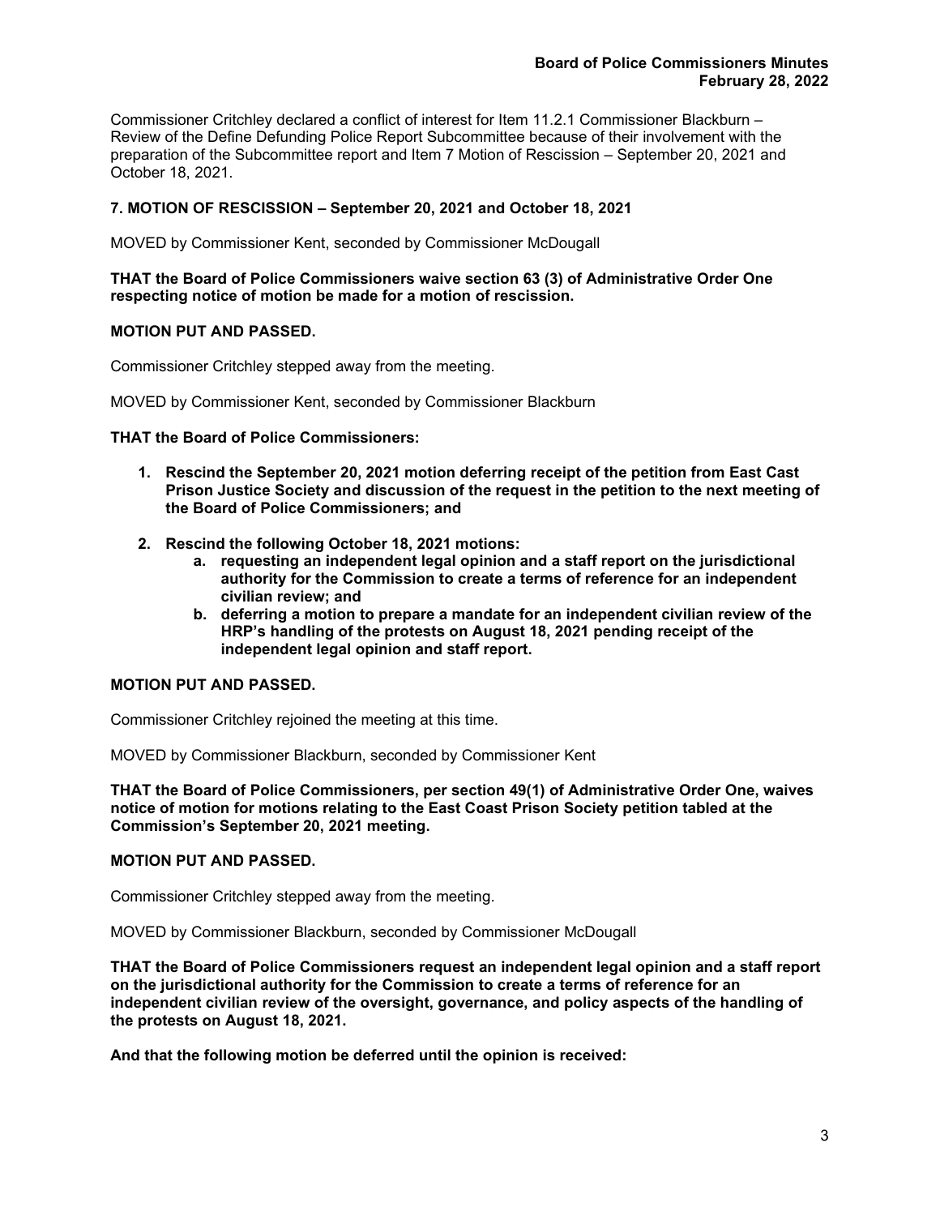Commissioner Critchley declared a conflict of interest for Item 11.2.1 Commissioner Blackburn – Review of the Define Defunding Police Report Subcommittee because of their involvement with the preparation of the Subcommittee report and Item 7 Motion of Rescission – September 20, 2021 and October 18, 2021.

### 7. MOTION OF RESCISSION – September 20, 2021 and October 18, 2021

MOVED by Commissioner Kent, seconded by Commissioner McDougall

**THAT the Board of Police Commissioners waive section 63 (3) of Administrative Order One respecting notice of motion be made for a motion of rescission.**

**MOTION PUT AND PASSED.**

Commissioner Critchley stepped away from the meeting.

MOVED by Commissioner Kent, seconded by Commissioner Blackburn

**THAT the Board of Police Commissioners:**

1. **Rescind the September 20, 2021 motion deferring receipt of the petition from East Cast Prison Justice Society and discussion of the request in the petition to the next meeting of the Board of Police Commissioners; and**
2. **Rescind the following October 18, 2021 motions:**
   a. **requesting an independent legal opinion and a staff report on the jurisdictional authority for the Commission to create a terms of reference for an independent civilian review; and**
   b. **deferring a motion to prepare a mandate for an independent civilian review of the HRP's handling of the protests on August 18, 2021 pending receipt of the independent legal opinion and staff report.**

**MOTION PUT AND PASSED.**

Commissioner Critchley rejoined the meeting at this time.

MOVED by Commissioner Blackburn, seconded by Commissioner Kent

**THAT the Board of Police Commissioners, per section 49(1) of Administrative Order One, waives notice of motion for motions relating to the East Coast Prison Society petition tabled at the Commission's September 20, 2021 meeting.**

**MOTION PUT AND PASSED.**

Commissioner Critchley stepped away from the meeting.

MOVED by Commissioner Blackburn, seconded by Commissioner McDougall

**THAT the Board of Police Commissioners request an independent legal opinion and a staff report on the jurisdictional authority for the Commission to create a terms of reference for an independent civilian review of the oversight, governance, and policy aspects of the handling of the protests on August 18, 2021.**

**And that the following motion be deferred until the opinion is received:**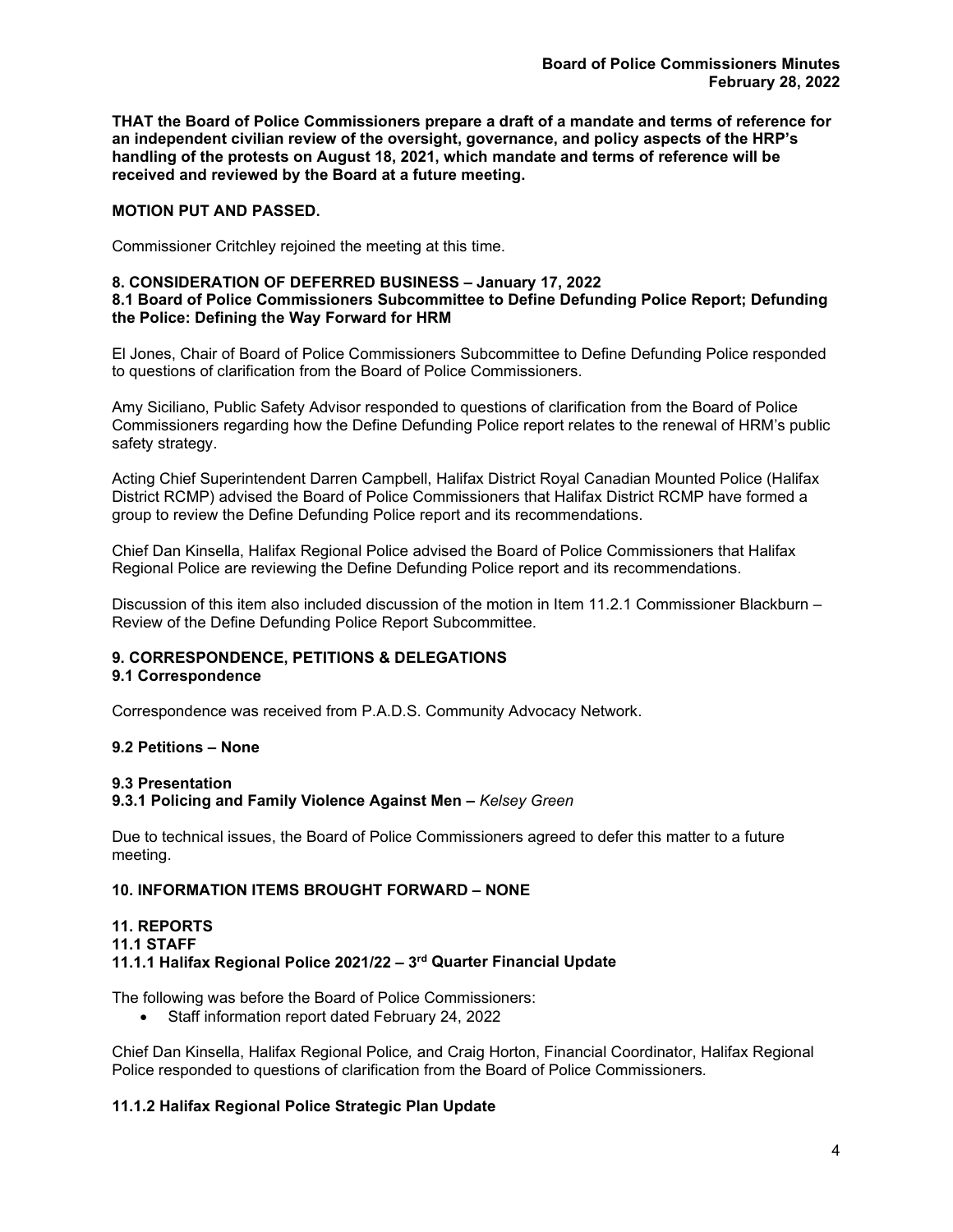**THAT the Board of Police Commissioners prepare a draft of a mandate and terms of reference for an independent civilian review of the oversight, governance, and policy aspects of the HRP's handling of the protests on August 18, 2021, which mandate and terms of reference will be received and reviewed by the Board at a future meeting.**

**MOTION PUT AND PASSED.**

Commissioner Critchley rejoined the meeting at this time.

## 8. CONSIDERATION OF DEFERRED BUSINESS – January 17, 2022

### 8.1 Board of Police Commissioners Subcommittee to Define Defunding Police Report; Defunding the Police: Defining the Way Forward for HRM

El Jones, Chair of Board of Police Commissioners Subcommittee to Define Defunding Police responded to questions of clarification from the Board of Police Commissioners.

Amy Siciliano, Public Safety Advisor responded to questions of clarification from the Board of Police Commissioners regarding how the Define Defunding Police report relates to the renewal of HRM's public safety strategy.

Acting Chief Superintendent Darren Campbell, Halifax District Royal Canadian Mounted Police (Halifax District RCMP) advised the Board of Police Commissioners that Halifax District RCMP have formed a group to review the Define Defunding Police report and its recommendations.

Chief Dan Kinsella, Halifax Regional Police advised the Board of Police Commissioners that Halifax Regional Police are reviewing the Define Defunding Police report and its recommendations.

Discussion of this item also included discussion of the motion in Item 11.2.1 Commissioner Blackburn – Review of the Define Defunding Police Report Subcommittee.

## 9. CORRESPONDENCE, PETITIONS & DELEGATIONS

### 9.1 Correspondence

Correspondence was received from P.A.D.S. Community Advocacy Network.

### 9.2 Petitions – None

### 9.3 Presentation

#### 9.3.1 Policing and Family Violence Against Men – *Kelsey Green*

Due to technical issues, the Board of Police Commissioners agreed to defer this matter to a future meeting.

## 10. INFORMATION ITEMS BROUGHT FORWARD – NONE

## 11. REPORTS

### 11.1 STAFF

#### 11.1.1 Halifax Regional Police 2021/22 – 3rd Quarter Financial Update

The following was before the Board of Police Commissioners:

- Staff information report dated February 24, 2022

Chief Dan Kinsella, Halifax Regional Police, and Craig Horton, Financial Coordinator, Halifax Regional Police responded to questions of clarification from the Board of Police Commissioners.

#### 11.1.2 Halifax Regional Police Strategic Plan Update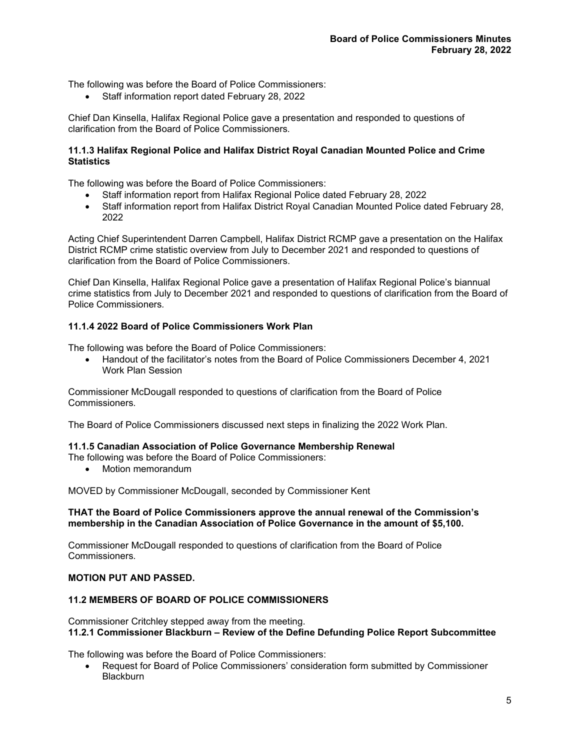The following was before the Board of Police Commissioners:

- Staff information report dated February 28, 2022

Chief Dan Kinsella, Halifax Regional Police gave a presentation and responded to questions of clarification from the Board of Police Commissioners.

**11.1.3 Halifax Regional Police and Halifax District Royal Canadian Mounted Police and Crime Statistics**

The following was before the Board of Police Commissioners:

- Staff information report from Halifax Regional Police dated February 28, 2022
- Staff information report from Halifax District Royal Canadian Mounted Police dated February 28, 2022

Acting Chief Superintendent Darren Campbell, Halifax District RCMP gave a presentation on the Halifax District RCMP crime statistic overview from July to December 2021 and responded to questions of clarification from the Board of Police Commissioners.

Chief Dan Kinsella, Halifax Regional Police gave a presentation of Halifax Regional Police's biannual crime statistics from July to December 2021 and responded to questions of clarification from the Board of Police Commissioners.

**11.1.4 2022 Board of Police Commissioners Work Plan**

The following was before the Board of Police Commissioners:

- Handout of the facilitator's notes from the Board of Police Commissioners December 4, 2021 Work Plan Session

Commissioner McDougall responded to questions of clarification from the Board of Police Commissioners.

The Board of Police Commissioners discussed next steps in finalizing the 2022 Work Plan.

**11.1.5 Canadian Association of Police Governance Membership Renewal**

The following was before the Board of Police Commissioners:

- Motion memorandum

MOVED by Commissioner McDougall, seconded by Commissioner Kent

**THAT the Board of Police Commissioners approve the annual renewal of the Commission's membership in the Canadian Association of Police Governance in the amount of $5,100.**

Commissioner McDougall responded to questions of clarification from the Board of Police Commissioners.

**MOTION PUT AND PASSED.**

**11.2 MEMBERS OF BOARD OF POLICE COMMISSIONERS**

Commissioner Critchley stepped away from the meeting.

**11.2.1 Commissioner Blackburn – Review of the Define Defunding Police Report Subcommittee**

The following was before the Board of Police Commissioners:

- Request for Board of Police Commissioners' consideration form submitted by Commissioner Blackburn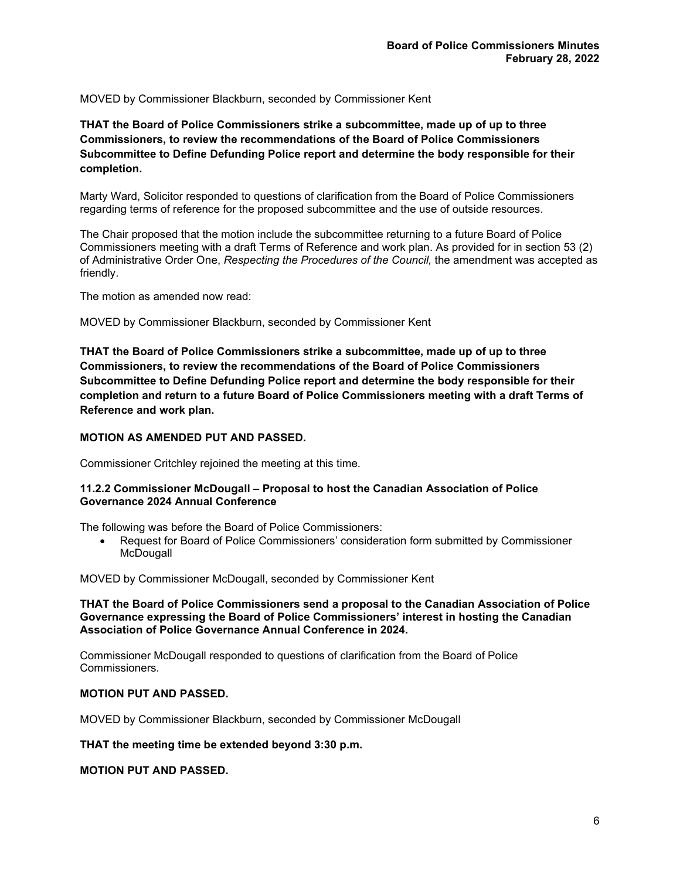MOVED by Commissioner Blackburn, seconded by Commissioner Kent

**THAT the Board of Police Commissioners strike a subcommittee, made up of up to three Commissioners, to review the recommendations of the Board of Police Commissioners Subcommittee to Define Defunding Police report and determine the body responsible for their completion.**

Marty Ward, Solicitor responded to questions of clarification from the Board of Police Commissioners regarding terms of reference for the proposed subcommittee and the use of outside resources.

The Chair proposed that the motion include the subcommittee returning to a future Board of Police Commissioners meeting with a draft Terms of Reference and work plan. As provided for in section 53 (2) of Administrative Order One, *Respecting the Procedures of the Council,* the amendment was accepted as friendly.

The motion as amended now read:

MOVED by Commissioner Blackburn, seconded by Commissioner Kent

**THAT the Board of Police Commissioners strike a subcommittee, made up of up to three Commissioners, to review the recommendations of the Board of Police Commissioners Subcommittee to Define Defunding Police report and determine the body responsible for their completion and return to a future Board of Police Commissioners meeting with a draft Terms of Reference and work plan.**

**MOTION AS AMENDED PUT AND PASSED.**

Commissioner Critchley rejoined the meeting at this time.

**11.2.2 Commissioner McDougall – Proposal to host the Canadian Association of Police Governance 2024 Annual Conference**

The following was before the Board of Police Commissioners:

- Request for Board of Police Commissioners' consideration form submitted by Commissioner McDougall

MOVED by Commissioner McDougall, seconded by Commissioner Kent

**THAT the Board of Police Commissioners send a proposal to the Canadian Association of Police Governance expressing the Board of Police Commissioners' interest in hosting the Canadian Association of Police Governance Annual Conference in 2024.**

Commissioner McDougall responded to questions of clarification from the Board of Police Commissioners.

**MOTION PUT AND PASSED.**

MOVED by Commissioner Blackburn, seconded by Commissioner McDougall

**THAT the meeting time be extended beyond 3:30 p.m.**

**MOTION PUT AND PASSED.**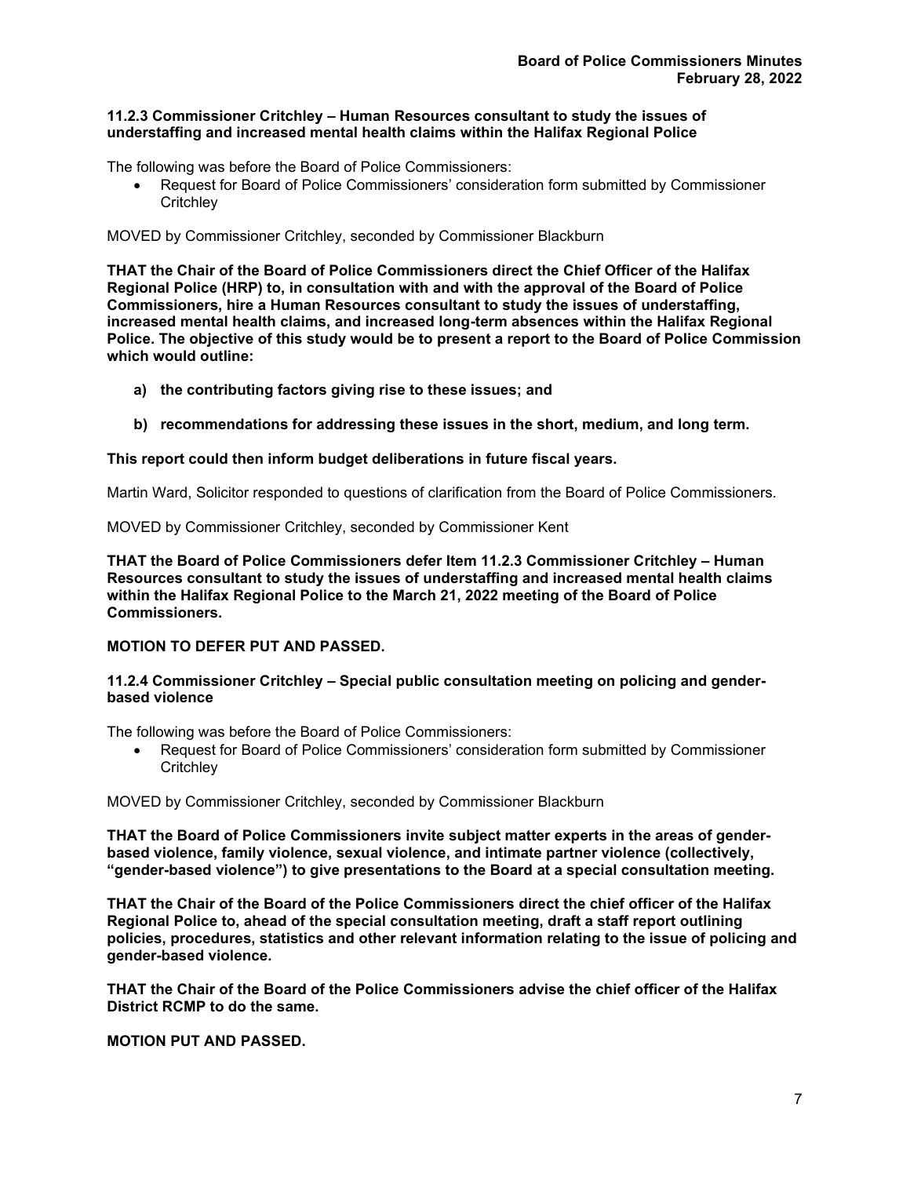**11.2.3 Commissioner Critchley – Human Resources consultant to study the issues of understaffing and increased mental health claims within the Halifax Regional Police**

The following was before the Board of Police Commissioners:

- Request for Board of Police Commissioners' consideration form submitted by Commissioner Critchley

MOVED by Commissioner Critchley, seconded by Commissioner Blackburn

**THAT the Chair of the Board of Police Commissioners direct the Chief Officer of the Halifax Regional Police (HRP) to, in consultation with and with the approval of the Board of Police Commissioners, hire a Human Resources consultant to study the issues of understaffing, increased mental health claims, and increased long-term absences within the Halifax Regional Police. The objective of this study would be to present a report to the Board of Police Commission which would outline:**

- **a) the contributing factors giving rise to these issues; and**
- **b) recommendations for addressing these issues in the short, medium, and long term.**

**This report could then inform budget deliberations in future fiscal years.**

Martin Ward, Solicitor responded to questions of clarification from the Board of Police Commissioners.

MOVED by Commissioner Critchley, seconded by Commissioner Kent

**THAT the Board of Police Commissioners defer Item 11.2.3 Commissioner Critchley – Human Resources consultant to study the issues of understaffing and increased mental health claims within the Halifax Regional Police to the March 21, 2022 meeting of the Board of Police Commissioners.**

**MOTION TO DEFER PUT AND PASSED.**

**11.2.4 Commissioner Critchley – Special public consultation meeting on policing and gender-based violence**

The following was before the Board of Police Commissioners:

- Request for Board of Police Commissioners' consideration form submitted by Commissioner Critchley

MOVED by Commissioner Critchley, seconded by Commissioner Blackburn

**THAT the Board of Police Commissioners invite subject matter experts in the areas of gender-based violence, family violence, sexual violence, and intimate partner violence (collectively, "gender-based violence") to give presentations to the Board at a special consultation meeting.**

**THAT the Chair of the Board of the Police Commissioners direct the chief officer of the Halifax Regional Police to, ahead of the special consultation meeting, draft a staff report outlining policies, procedures, statistics and other relevant information relating to the issue of policing and gender-based violence.**

**THAT the Chair of the Board of the Police Commissioners advise the chief officer of the Halifax District RCMP to do the same.**

**MOTION PUT AND PASSED.**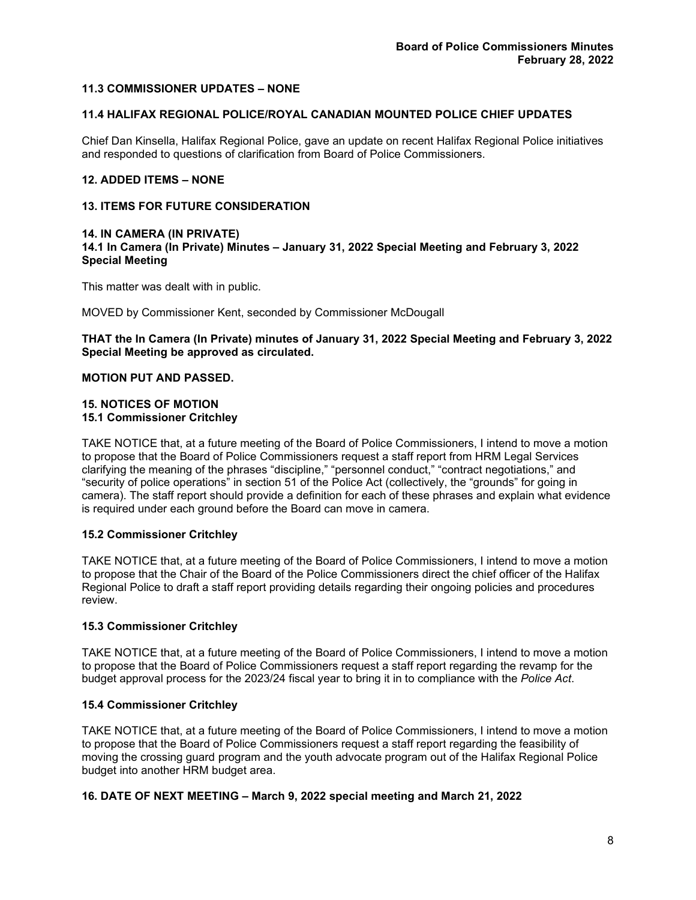**11.3 COMMISSIONER UPDATES – NONE**

**11.4 HALIFAX REGIONAL POLICE/ROYAL CANADIAN MOUNTED POLICE CHIEF UPDATES**

Chief Dan Kinsella, Halifax Regional Police, gave an update on recent Halifax Regional Police initiatives and responded to questions of clarification from Board of Police Commissioners.

**12. ADDED ITEMS – NONE**

**13. ITEMS FOR FUTURE CONSIDERATION**

**14. IN CAMERA (IN PRIVATE)**

**14.1 In Camera (In Private) Minutes – January 31, 2022 Special Meeting and February 3, 2022 Special Meeting**

This matter was dealt with in public.

MOVED by Commissioner Kent, seconded by Commissioner McDougall

**THAT the In Camera (In Private) minutes of January 31, 2022 Special Meeting and February 3, 2022 Special Meeting be approved as circulated.**

**MOTION PUT AND PASSED.**

**15. NOTICES OF MOTION**

**15.1 Commissioner Critchley**

TAKE NOTICE that, at a future meeting of the Board of Police Commissioners, I intend to move a motion to propose that the Board of Police Commissioners request a staff report from HRM Legal Services clarifying the meaning of the phrases "discipline," "personnel conduct," "contract negotiations," and "security of police operations" in section 51 of the Police Act (collectively, the "grounds" for going in camera). The staff report should provide a definition for each of these phrases and explain what evidence is required under each ground before the Board can move in camera.

**15.2 Commissioner Critchley**

TAKE NOTICE that, at a future meeting of the Board of Police Commissioners, I intend to move a motion to propose that the Chair of the Board of the Police Commissioners direct the chief officer of the Halifax Regional Police to draft a staff report providing details regarding their ongoing policies and procedures review.

**15.3 Commissioner Critchley**

TAKE NOTICE that, at a future meeting of the Board of Police Commissioners, I intend to move a motion to propose that the Board of Police Commissioners request a staff report regarding the revamp for the budget approval process for the 2023/24 fiscal year to bring it in to compliance with the *Police Act*.

**15.4 Commissioner Critchley**

TAKE NOTICE that, at a future meeting of the Board of Police Commissioners, I intend to move a motion to propose that the Board of Police Commissioners request a staff report regarding the feasibility of moving the crossing guard program and the youth advocate program out of the Halifax Regional Police budget into another HRM budget area.

**16. DATE OF NEXT MEETING – March 9, 2022 special meeting and March 21, 2022**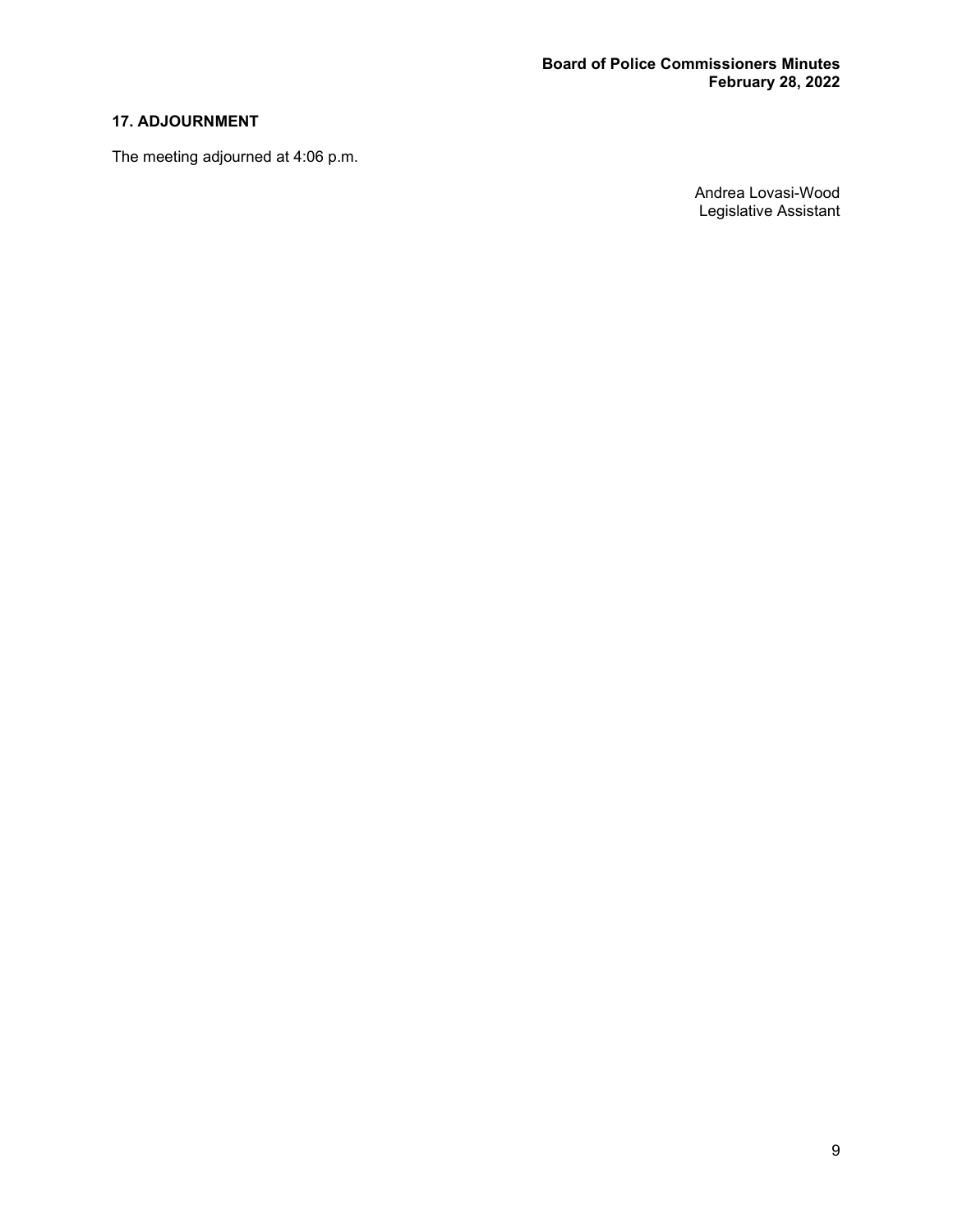## 17. ADJOURNMENT

The meeting adjourned at 4:06 p.m.

Andrea Lovasi-Wood
Legislative Assistant